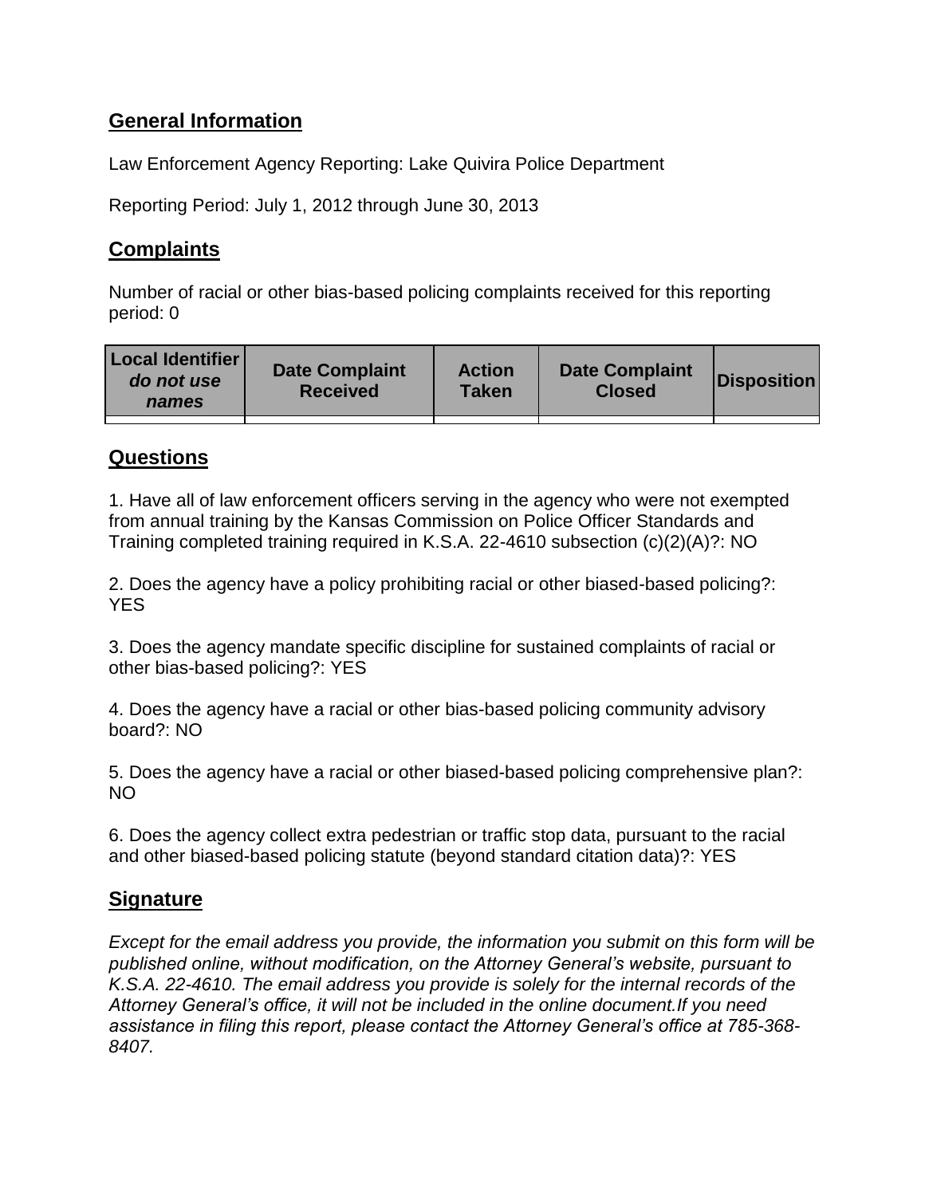## General Information

Law Enforcement Agency Reporting: Lake Quivira Police Department

Reporting Period: July 1, 2012 through June 30, 2013

## Complaints

Number of racial or other bias-based policing complaints received for this reporting period: 0

| Local Identifier *do not use names* | Date Complaint Received | Action Taken | Date Complaint Closed | Disposition |
|---|---|---|---|---|
| | | | | |

## Questions

1. Have all of law enforcement officers serving in the agency who were not exempted from annual training by the Kansas Commission on Police Officer Standards and Training completed training required in K.S.A. 22-4610 subsection (c)(2)(A)?: NO

2. Does the agency have a policy prohibiting racial or other biased-based policing?: YES

3. Does the agency mandate specific discipline for sustained complaints of racial or other bias-based policing?: YES

4. Does the agency have a racial or other bias-based policing community advisory board?: NO

5. Does the agency have a racial or other biased-based policing comprehensive plan?: NO

6. Does the agency collect extra pedestrian or traffic stop data, pursuant to the racial and other biased-based policing statute (beyond standard citation data)?: YES

## Signature

*Except for the email address you provide, the information you submit on this form will be published online, without modification, on the Attorney General's website, pursuant to K.S.A. 22-4610. The email address you provide is solely for the internal records of the Attorney General's office, it will not be included in the online document.If you need assistance in filing this report, please contact the Attorney General's office at 785-368-8407.*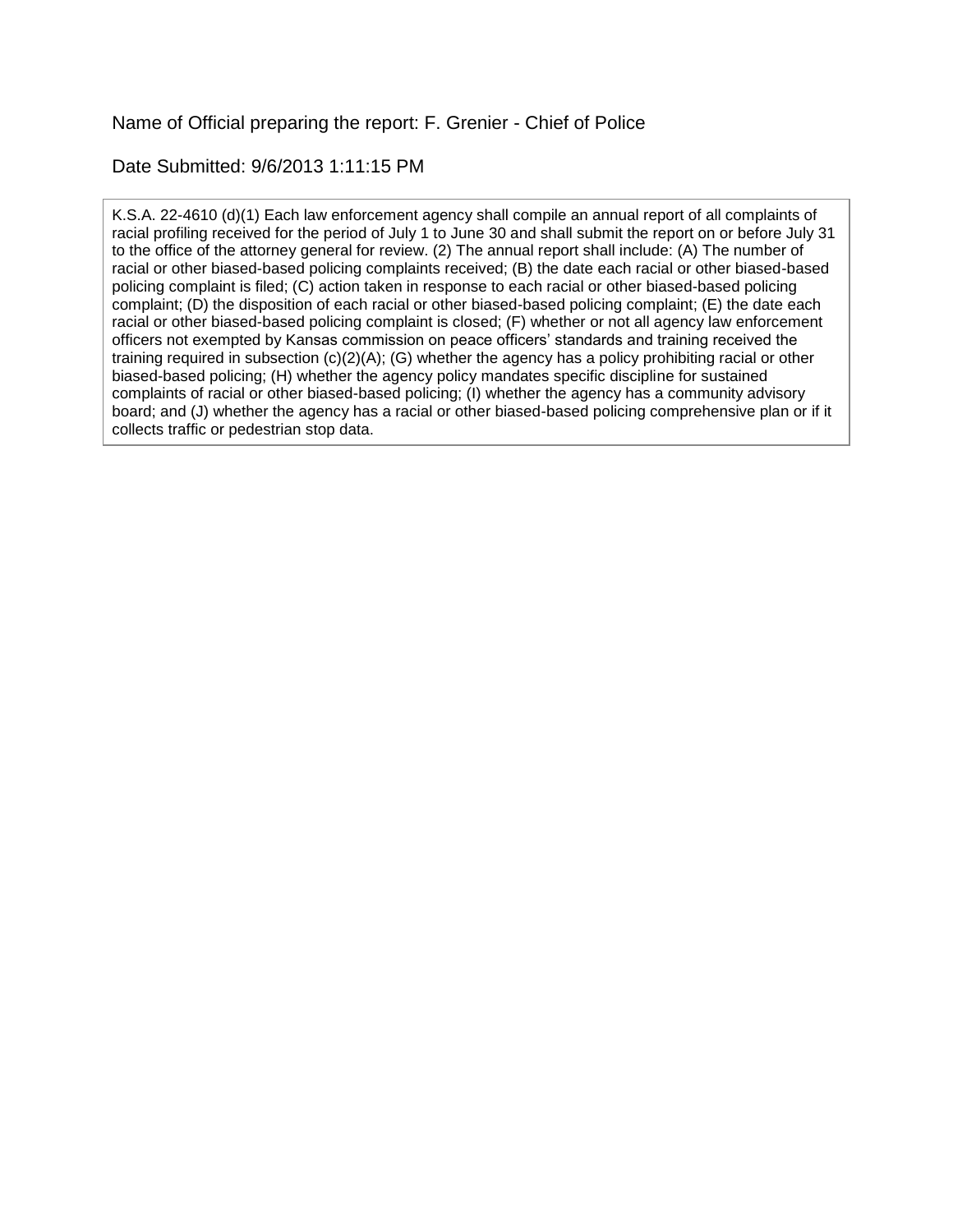Name of Official preparing the report: F. Grenier - Chief of Police

Date Submitted: 9/6/2013 1:11:15 PM

K.S.A. 22-4610 (d)(1) Each law enforcement agency shall compile an annual report of all complaints of racial profiling received for the period of July 1 to June 30 and shall submit the report on or before July 31 to the office of the attorney general for review. (2) The annual report shall include: (A) The number of racial or other biased-based policing complaints received; (B) the date each racial or other biased-based policing complaint is filed; (C) action taken in response to each racial or other biased-based policing complaint; (D) the disposition of each racial or other biased-based policing complaint; (E) the date each racial or other biased-based policing complaint is closed; (F) whether or not all agency law enforcement officers not exempted by Kansas commission on peace officers' standards and training received the training required in subsection (c)(2)(A); (G) whether the agency has a policy prohibiting racial or other biased-based policing; (H) whether the agency policy mandates specific discipline for sustained complaints of racial or other biased-based policing; (I) whether the agency has a community advisory board; and (J) whether the agency has a racial or other biased-based policing comprehensive plan or if it collects traffic or pedestrian stop data.